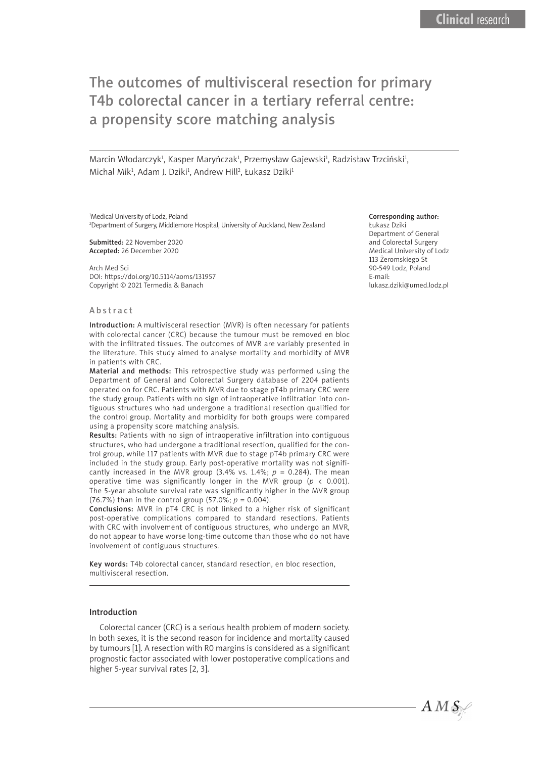Clinical research

# The outcomes of multivisceral resection for primary T4b colorectal cancer in a tertiary referral centre: a propensity score matching analysis

Marcin Włodarczyk[1], Kasper Maryńczak[1], Przemysław Gajewski[1], Radzisław Trzciński[1], Michal Mik[1], Adam J. Dziki[1], Andrew Hill[2], Łukasz Dziki[1]

[1]Medical University of Lodz, Poland
[2]Department of Surgery, Middlemore Hospital, University of Auckland, New Zealand

**Submitted:** 22 November 2020
**Accepted:** 26 December 2020

Arch Med Sci
DOI: https://doi.org/10.5114/aoms/131957
Copyright © 2021 Termedia & Banach

**Corresponding author:**
Łukasz Dziki
Department of General and Colorectal Surgery
Medical University of Lodz
113 Żeromskiego St
90-549 Lodz, Poland
E-mail: lukasz.dziki@umed.lodz.pl

## Abstract

**Introduction:** A multivisceral resection (MVR) is often necessary for patients with colorectal cancer (CRC) because the tumour must be removed en bloc with the infiltrated tissues. The outcomes of MVR are variably presented in the literature. This study aimed to analyse mortality and morbidity of MVR in patients with CRC.

**Material and methods:** This retrospective study was performed using the Department of General and Colorectal Surgery database of 2204 patients operated on for CRC. Patients with MVR due to stage pT4b primary CRC were the study group. Patients with no sign of intraoperative infiltration into contiguous structures who had undergone a traditional resection qualified for the control group. Mortality and morbidity for both groups were compared using a propensity score matching analysis.

**Results:** Patients with no sign of intraoperative infiltration into contiguous structures, who had undergone a traditional resection, qualified for the control group, while 117 patients with MVR due to stage pT4b primary CRC were included in the study group. Early post-operative mortality was not significantly increased in the MVR group (3.4% vs. 1.4%; $p = 0.284$). The mean operative time was significantly longer in the MVR group ($p < 0.001$). The 5-year absolute survival rate was significantly higher in the MVR group (76.7%) than in the control group (57.0%; $p = 0.004$).

**Conclusions:** MVR in pT4 CRC is not linked to a higher risk of significant post-operative complications compared to standard resections. Patients with CRC with involvement of contiguous structures, who undergo an MVR, do not appear to have worse long-time outcome than those who do not have involvement of contiguous structures.

**Key words:** T4b colorectal cancer, standard resection, en bloc resection, multivisceral resection.

## Introduction

Colorectal cancer (CRC) is a serious health problem of modern society. In both sexes, it is the second reason for incidence and mortality caused by tumours [1]. A resection with R0 margins is considered as a significant prognostic factor associated with lower postoperative complications and higher 5-year survival rates [2, 3].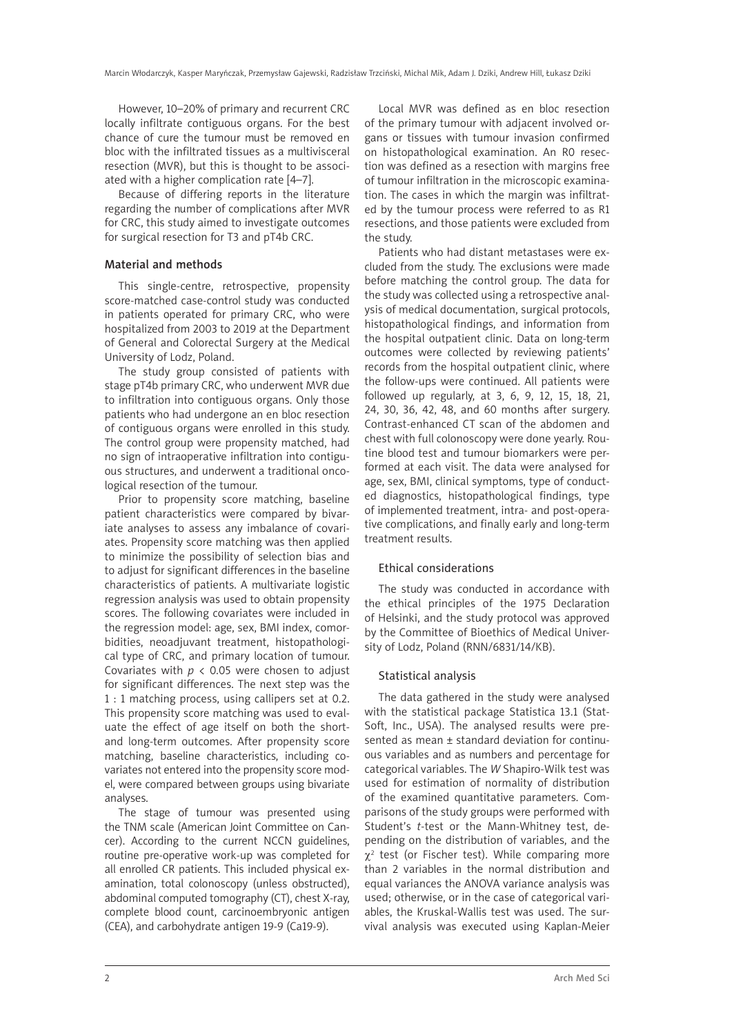However, 10–20% of primary and recurrent CRC locally infiltrate contiguous organs. For the best chance of cure the tumour must be removed en bloc with the infiltrated tissues as a multivisceral resection (MVR), but this is thought to be associated with a higher complication rate [4–7].

Because of differing reports in the literature regarding the number of complications after MVR for CRC, this study aimed to investigate outcomes for surgical resection for T3 and pT4b CRC.

## Material and methods

This single-centre, retrospective, propensity score-matched case-control study was conducted in patients operated for primary CRC, who were hospitalized from 2003 to 2019 at the Department of General and Colorectal Surgery at the Medical University of Lodz, Poland.

The study group consisted of patients with stage pT4b primary CRC, who underwent MVR due to infiltration into contiguous organs. Only those patients who had undergone an en bloc resection of contiguous organs were enrolled in this study. The control group were propensity matched, had no sign of intraoperative infiltration into contiguous structures, and underwent a traditional oncological resection of the tumour.

Prior to propensity score matching, baseline patient characteristics were compared by bivariate analyses to assess any imbalance of covariates. Propensity score matching was then applied to minimize the possibility of selection bias and to adjust for significant differences in the baseline characteristics of patients. A multivariate logistic regression analysis was used to obtain propensity scores. The following covariates were included in the regression model: age, sex, BMI index, comorbidities, neoadjuvant treatment, histopathological type of CRC, and primary location of tumour. Covariates with $p < 0.05$ were chosen to adjust for significant differences. The next step was the 1 : 1 matching process, using callipers set at 0.2. This propensity score matching was used to evaluate the effect of age itself on both the short- and long-term outcomes. After propensity score matching, baseline characteristics, including covariates not entered into the propensity score model, were compared between groups using bivariate analyses.

The stage of tumour was presented using the TNM scale (American Joint Committee on Cancer). According to the current NCCN guidelines, routine pre-operative work-up was completed for all enrolled CR patients. This included physical examination, total colonoscopy (unless obstructed), abdominal computed tomography (CT), chest X-ray, complete blood count, carcinoembryonic antigen (CEA), and carbohydrate antigen 19-9 (Ca19-9).

Local MVR was defined as en bloc resection of the primary tumour with adjacent involved organs or tissues with tumour invasion confirmed on histopathological examination. An R0 resection was defined as a resection with margins free of tumour infiltration in the microscopic examination. The cases in which the margin was infiltrated by the tumour process were referred to as R1 resections, and those patients were excluded from the study.

Patients who had distant metastases were excluded from the study. The exclusions were made before matching the control group. The data for the study was collected using a retrospective analysis of medical documentation, surgical protocols, histopathological findings, and information from the hospital outpatient clinic. Data on long-term outcomes were collected by reviewing patients' records from the hospital outpatient clinic, where the follow-ups were continued. All patients were followed up regularly, at 3, 6, 9, 12, 15, 18, 21, 24, 30, 36, 42, 48, and 60 months after surgery. Contrast-enhanced CT scan of the abdomen and chest with full colonoscopy were done yearly. Routine blood test and tumour biomarkers were performed at each visit. The data were analysed for age, sex, BMI, clinical symptoms, type of conducted diagnostics, histopathological findings, type of implemented treatment, intra- and post-operative complications, and finally early and long-term treatment results.

### Ethical considerations

The study was conducted in accordance with the ethical principles of the 1975 Declaration of Helsinki, and the study protocol was approved by the Committee of Bioethics of Medical University of Lodz, Poland (RNN/6831/14/KB).

### Statistical analysis

The data gathered in the study were analysed with the statistical package Statistica 13.1 (StatSoft, Inc., USA). The analysed results were presented as mean ± standard deviation for continuous variables and as numbers and percentage for categorical variables. The *W* Shapiro-Wilk test was used for estimation of normality of distribution of the examined quantitative parameters. Comparisons of the study groups were performed with Student's *t*-test or the Mann-Whitney test, depending on the distribution of variables, and the $\chi^2$ test (or Fischer test). While comparing more than 2 variables in the normal distribution and equal variances the ANOVA variance analysis was used; otherwise, or in the case of categorical variables, the Kruskal-Wallis test was used. The survival analysis was executed using Kaplan-Meier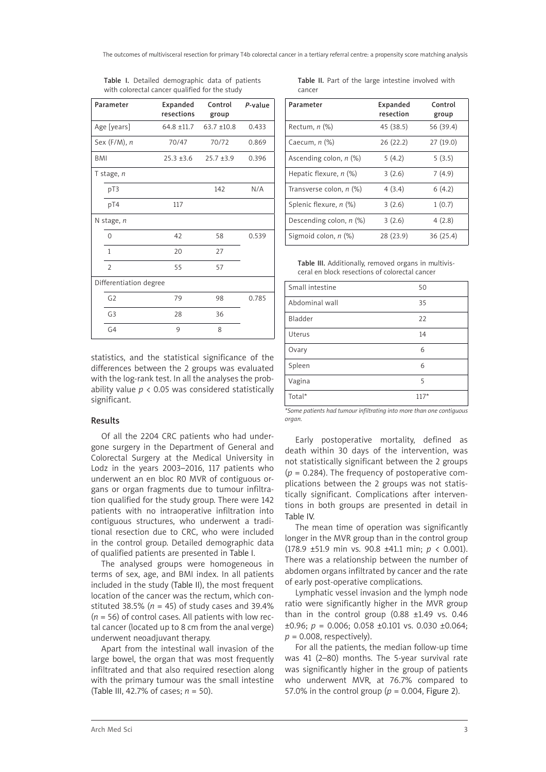Table I. Detailed demographic data of patients with colorectal cancer qualified for the study

| Parameter | Expanded resections | Control group | *P*-value |
|---|---|---|---|
| Age [years] | 64.8 ±11.7 | 63.7 ±10.8 | 0.433 |
| Sex (F/M), *n* | 70/47 | 70/72 | 0.869 |
| BMI | 25.3 ±3.6 | 25.7 ±3.9 | 0.396 |
| T stage, *n* | | | |
| pT3 | | 142 | N/A |
| pT4 | 117 | | |
| N stage, *n* | | | |
| 0 | 42 | 58 | 0.539 |
| 1 | 20 | 27 | |
| 2 | 55 | 57 | |
| Differentiation degree | | | |
| G2 | 79 | 98 | 0.785 |
| G3 | 28 | 36 | |
| G4 | 9 | 8 | |

statistics, and the statistical significance of the differences between the 2 groups was evaluated with the log-rank test. In all the analyses the probability value $p < 0.05$ was considered statistically significant.

## Results

Of all the 2204 CRC patients who had undergone surgery in the Department of General and Colorectal Surgery at the Medical University in Lodz in the years 2003–2016, 117 patients who underwent an en bloc R0 MVR of contiguous organs or organ fragments due to tumour infiltration qualified for the study group. There were 142 patients with no intraoperative infiltration into contiguous structures, who underwent a traditional resection due to CRC, who were included in the control group. Detailed demographic data of qualified patients are presented in Table I.

The analysed groups were homogeneous in terms of sex, age, and BMI index. In all patients included in the study (Table II), the most frequent location of the cancer was the rectum, which constituted 38.5% ($n$ = 45) of study cases and 39.4% ($n$ = 56) of control cases. All patients with low rectal cancer (located up to 8 cm from the anal verge) underwent neoadjuvant therapy.

Apart from the intestinal wall invasion of the large bowel, the organ that was most frequently infiltrated and that also required resection along with the primary tumour was the small intestine (Table III, 42.7% of cases; $n$ = 50).

Table II. Part of the large intestine involved with cancer

| Parameter | Expanded resection | Control group |
|---|---|---|
| Rectum, *n* (%) | 45 (38.5) | 56 (39.4) |
| Caecum, *n* (%) | 26 (22.2) | 27 (19.0) |
| Ascending colon, *n* (%) | 5 (4.2) | 5 (3.5) |
| Hepatic flexure, *n* (%) | 3 (2.6) | 7 (4.9) |
| Transverse colon, *n* (%) | 4 (3.4) | 6 (4.2) |
| Splenic flexure, *n* (%) | 3 (2.6) | 1 (0.7) |
| Descending colon, *n* (%) | 3 (2.6) | 4 (2.8) |
| Sigmoid colon, *n* (%) | 28 (23.9) | 36 (25.4) |

Table III. Additionally, removed organs in multivisceral en block resections of colorectal cancer

| Organ | *n* |
|---|---|
| Small intestine | 50 |
| Abdominal wall | 35 |
| Bladder | 22 |
| Uterus | 14 |
| Ovary | 6 |
| Spleen | 6 |
| Vagina | 5 |
| Total* | 117* |

*Some patients had tumour infiltrating into more than one contiguous organ.*

Early postoperative mortality, defined as death within 30 days of the intervention, was not statistically significant between the 2 groups ($p$ = 0.284). The frequency of postoperative complications between the 2 groups was not statistically significant. Complications after interventions in both groups are presented in detail in Table IV.

The mean time of operation was significantly longer in the MVR group than in the control group (178.9 ±51.9 min vs. 90.8 ±41.1 min; $p < 0.001$). There was a relationship between the number of abdomen organs infiltrated by cancer and the rate of early post-operative complications.

Lymphatic vessel invasion and the lymph node ratio were significantly higher in the MVR group than in the control group (0.88 ±1.49 vs. 0.46 ±0.96; $p$ = 0.006; 0.058 ±0.101 vs. 0.030 ±0.064; $p$ = 0.008, respectively).

For all the patients, the median follow-up time was 41 (2–80) months. The 5-year survival rate was significantly higher in the group of patients who underwent MVR, at 76.7% compared to 57.0% in the control group ($p$ = 0.004, Figure 2).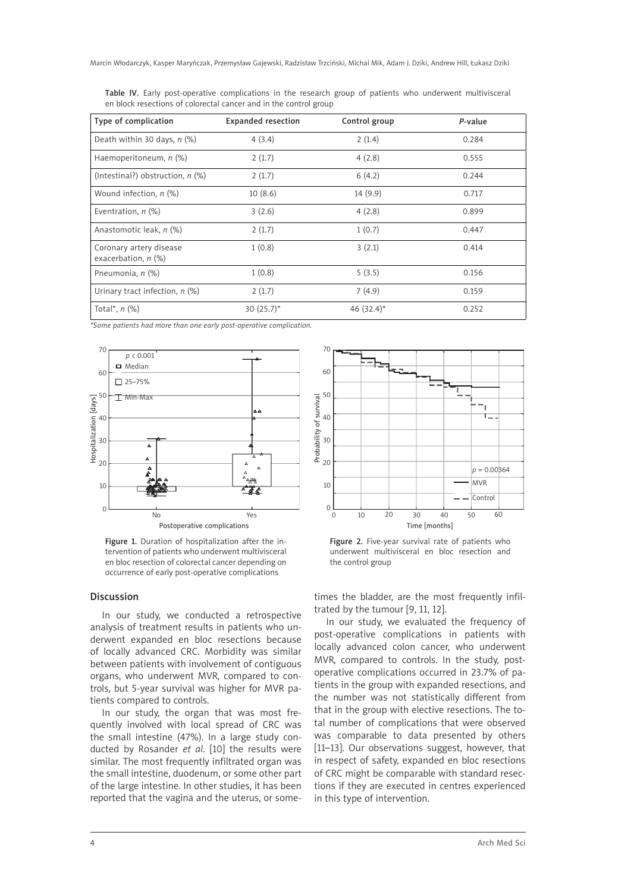**Table IV.** Early post-operative complications in the research group of patients who underwent multivisceral en block resections of colorectal cancer and in the control group

| Type of complication | Expanded resection | Control group | *P*-value |
|---|---|---|---|
| Death within 30 days, *n* (%) | 4 (3.4) | 2 (1.4) | 0.284 |
| Haemoperitoneum, *n* (%) | 2 (1.7) | 4 (2.8) | 0.555 |
| (Intestinal?) obstruction, *n* (%) | 2 (1.7) | 6 (4.2) | 0.244 |
| Wound infection, *n* (%) | 10 (8.6) | 14 (9.9) | 0.717 |
| Eventration, *n* (%) | 3 (2.6) | 4 (2.8) | 0.899 |
| Anastomotic leak, *n* (%) | 2 (1.7) | 1 (0.7) | 0.447 |
| Coronary artery disease exacerbation, *n* (%) | 1 (0.8) | 3 (2.1) | 0.414 |
| Pneumonia, *n* (%) | 1 (0.8) | 5 (3.5) | 0.156 |
| Urinary tract infection, *n* (%) | 2 (1.7) | 7 (4.9) | 0.159 |
| Total*, *n* (%) | 30 (25.7)* | 46 (32.4)* | 0.252 |

*\*Some patients had more than one early post-operative complication.*

**Figure 1.** Duration of hospitalization after the intervention of patients who underwent multivisceral en bloc resection of colorectal cancer depending on occurrence of early post-operative complications

**Figure 2.** Five-year survival rate of patients who underwent multivisceral en bloc resection and the control group

## Discussion

In our study, we conducted a retrospective analysis of treatment results in patients who underwent expanded en bloc resections because of locally advanced CRC. Morbidity was similar between patients with involvement of contiguous organs, who underwent MVR, compared to controls, but 5-year survival was higher for MVR patients compared to controls.

In our study, the organ that was most frequently involved with local spread of CRC was the small intestine (47%). In a large study conducted by Rosander *et al*. [10] the results were similar. The most frequently infiltrated organ was the small intestine, duodenum, or some other part of the large intestine. In other studies, it has been reported that the vagina and the uterus, or sometimes the bladder, are the most frequently infiltrated by the tumour [9, 11, 12].

In our study, we evaluated the frequency of post-operative complications in patients with locally advanced colon cancer, who underwent MVR, compared to controls. In the study, post-operative complications occurred in 23.7% of patients in the group with expanded resections, and the number was not statistically different from that in the group with elective resections. The total number of complications that were observed was comparable to data presented by others [11–13]. Our observations suggest, however, that in respect of safety, expanded en bloc resections of CRC might be comparable with standard resections if they are executed in centres experienced in this type of intervention.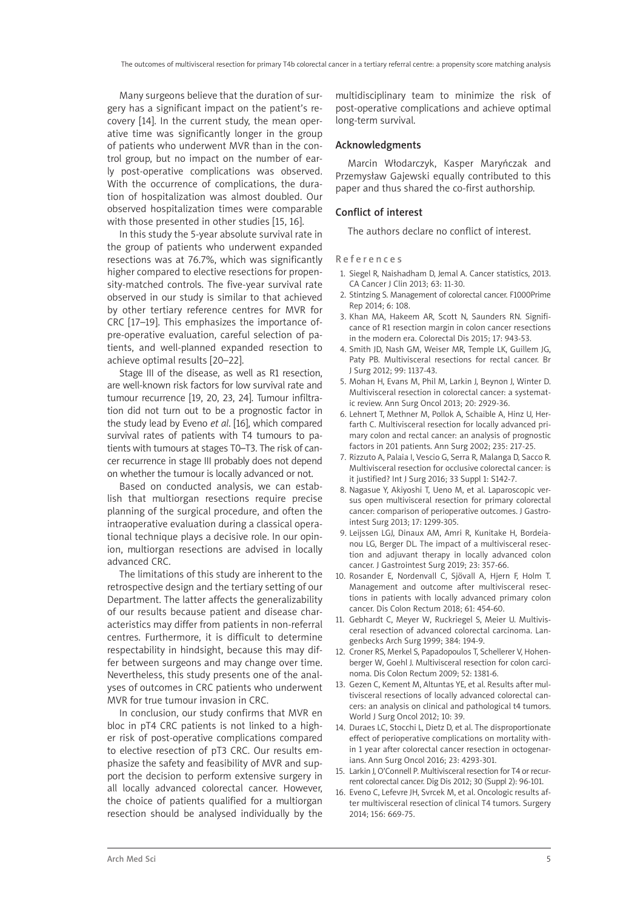Many surgeons believe that the duration of surgery has a significant impact on the patient's recovery [14]. In the current study, the mean operative time was significantly longer in the group of patients who underwent MVR than in the control group, but no impact on the number of early post-operative complications was observed. With the occurrence of complications, the duration of hospitalization was almost doubled. Our observed hospitalization times were comparable with those presented in other studies [15, 16].

In this study the 5-year absolute survival rate in the group of patients who underwent expanded resections was at 76.7%, which was significantly higher compared to elective resections for propensity-matched controls. The five-year survival rate observed in our study is similar to that achieved by other tertiary reference centres for MVR for CRC [17–19]. This emphasizes the importance ofpre-operative evaluation, careful selection of patients, and well-planned expanded resection to achieve optimal results [20–22].

Stage III of the disease, as well as R1 resection, are well-known risk factors for low survival rate and tumour recurrence [19, 20, 23, 24]. Tumour infiltration did not turn out to be a prognostic factor in the study lead by Eveno *et al*. [16], which compared survival rates of patients with T4 tumours to patients with tumours at stages T0–T3. The risk of cancer recurrence in stage III probably does not depend on whether the tumour is locally advanced or not.

Based on conducted analysis, we can establish that multiorgan resections require precise planning of the surgical procedure, and often the intraoperative evaluation during a classical operational technique plays a decisive role. In our opinion, multiorgan resections are advised in locally advanced CRC.

The limitations of this study are inherent to the retrospective design and the tertiary setting of our Department. The latter affects the generalizability of our results because patient and disease characteristics may differ from patients in non-referral centres. Furthermore, it is difficult to determine respectability in hindsight, because this may differ between surgeons and may change over time. Nevertheless, this study presents one of the analyses of outcomes in CRC patients who underwent MVR for true tumour invasion in CRC.

In conclusion, our study confirms that MVR en bloc in pT4 CRC patients is not linked to a higher risk of post-operative complications compared to elective resection of pT3 CRC. Our results emphasize the safety and feasibility of MVR and support the decision to perform extensive surgery in all locally advanced colorectal cancer. However, the choice of patients qualified for a multiorgan resection should be analysed individually by the multidisciplinary team to minimize the risk of post-operative complications and achieve optimal long-term survival.

## Acknowledgments

Marcin Włodarczyk, Kasper Maryńczak and Przemysław Gajewski equally contributed to this paper and thus shared the co-first authorship.

## Conflict of interest

The authors declare no conflict of interest.

## References

1. Siegel R, Naishadham D, Jemal A. Cancer statistics, 2013. CA Cancer J Clin 2013; 63: 11-30.
2. Stintzing S. Management of colorectal cancer. F1000Prime Rep 2014; 6: 108.
3. Khan MA, Hakeem AR, Scott N, Saunders RN. Significance of R1 resection margin in colon cancer resections in the modern era. Colorectal Dis 2015; 17: 943-53.
4. Smith JD, Nash GM, Weiser MR, Temple LK, Guillem JG, Paty PB. Multivisceral resections for rectal cancer. Br J Surg 2012; 99: 1137-43.
5. Mohan H, Evans M, Phil M, Larkin J, Beynon J, Winter D. Multivisceral resection in colorectal cancer: a systematic review. Ann Surg Oncol 2013; 20: 2929-36.
6. Lehnert T, Methner M, Pollok A, Schaible A, Hinz U, Herfarth C. Multivisceral resection for locally advanced primary colon and rectal cancer: an analysis of prognostic factors in 201 patients. Ann Surg 2002; 235: 217-25.
7. Rizzuto A, Palaia I, Vescio G, Serra R, Malanga D, Sacco R. Multivisceral resection for occlusive colorectal cancer: is it justified? Int J Surg 2016; 33 Suppl 1: S142-7.
8. Nagasue Y, Akiyoshi T, Ueno M, et al. Laparoscopic versus open multivisceral resection for primary colorectal cancer: comparison of perioperative outcomes. J Gastrointest Surg 2013; 17: 1299-305.
9. Leijssen LGJ, Dinaux AM, Amri R, Kunitake H, Bordeianou LG, Berger DL. The impact of a multivisceral resection and adjuvant therapy in locally advanced colon cancer. J Gastrointest Surg 2019; 23: 357-66.
10. Rosander E, Nordenvall C, Sjövall A, Hjern F, Holm T. Management and outcome after multivisceral resections in patients with locally advanced primary colon cancer. Dis Colon Rectum 2018; 61: 454-60.
11. Gebhardt C, Meyer W, Ruckriegel S, Meier U. Multivisceral resection of advanced colorectal carcinoma. Langenbecks Arch Surg 1999; 384: 194-9.
12. Croner RS, Merkel S, Papadopoulos T, Schellerer V, Hohenberger W, Goehl J. Multivisceral resection for colon carcinoma. Dis Colon Rectum 2009; 52: 1381-6.
13. Gezen C, Kement M, Altuntas YE, et al. Results after multivisceral resections of locally advanced colorectal cancers: an analysis on clinical and pathological t4 tumors. World J Surg Oncol 2012; 10: 39.
14. Duraes LC, Stocchi L, Dietz D, et al. The disproportionate effect of perioperative complications on mortality within 1 year after colorectal cancer resection in octogenarians. Ann Surg Oncol 2016; 23: 4293-301.
15. Larkin J, O'Connell P. Multivisceral resection for T4 or recurrent colorectal cancer. Dig Dis 2012; 30 (Suppl 2): 96-101.
16. Eveno C, Lefevre JH, Svrcek M, et al. Oncologic results after multivisceral resection of clinical T4 tumors. Surgery 2014; 156: 669-75.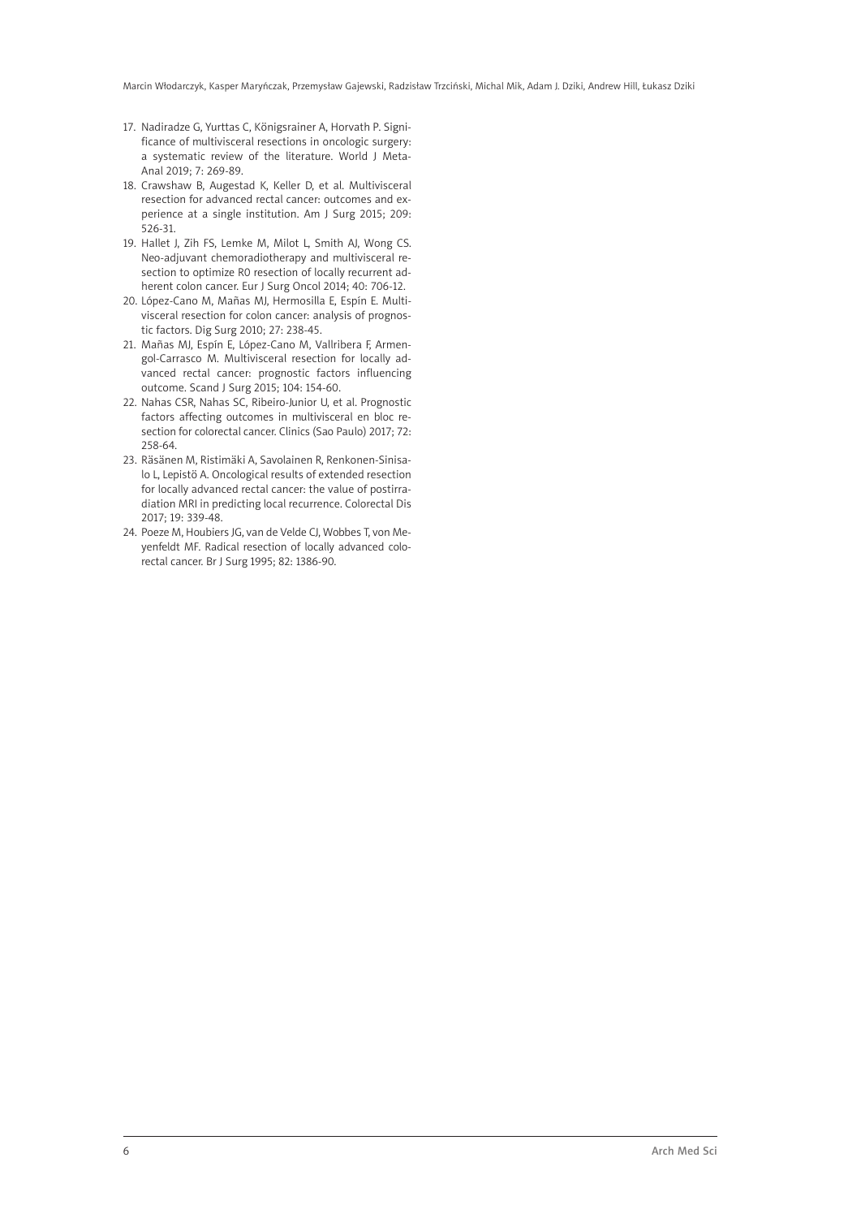17. Nadiradze G, Yurttas C, Königsrainer A, Horvath P. Significance of multivisceral resections in oncologic surgery: a systematic review of the literature. World J Meta-Anal 2019; 7: 269-89.
18. Crawshaw B, Augestad K, Keller D, et al. Multivisceral resection for advanced rectal cancer: outcomes and experience at a single institution. Am J Surg 2015; 209: 526-31.
19. Hallet J, Zih FS, Lemke M, Milot L, Smith AJ, Wong CS. Neo-adjuvant chemoradiotherapy and multivisceral resection to optimize R0 resection of locally recurrent adherent colon cancer. Eur J Surg Oncol 2014; 40: 706-12.
20. López-Cano M, Mañas MJ, Hermosilla E, Espín E. Multivisceral resection for colon cancer: analysis of prognostic factors. Dig Surg 2010; 27: 238-45.
21. Mañas MJ, Espín E, López-Cano M, Vallribera F, Armengol-Carrasco M. Multivisceral resection for locally advanced rectal cancer: prognostic factors influencing outcome. Scand J Surg 2015; 104: 154-60.
22. Nahas CSR, Nahas SC, Ribeiro-Junior U, et al. Prognostic factors affecting outcomes in multivisceral en bloc resection for colorectal cancer. Clinics (Sao Paulo) 2017; 72: 258-64.
23. Räsänen M, Ristimäki A, Savolainen R, Renkonen-Sinisalo L, Lepistö A. Oncological results of extended resection for locally advanced rectal cancer: the value of postirradiation MRI in predicting local recurrence. Colorectal Dis 2017; 19: 339-48.
24. Poeze M, Houbiers JG, van de Velde CJ, Wobbes T, von Meyenfeldt MF. Radical resection of locally advanced colorectal cancer. Br J Surg 1995; 82: 1386-90.